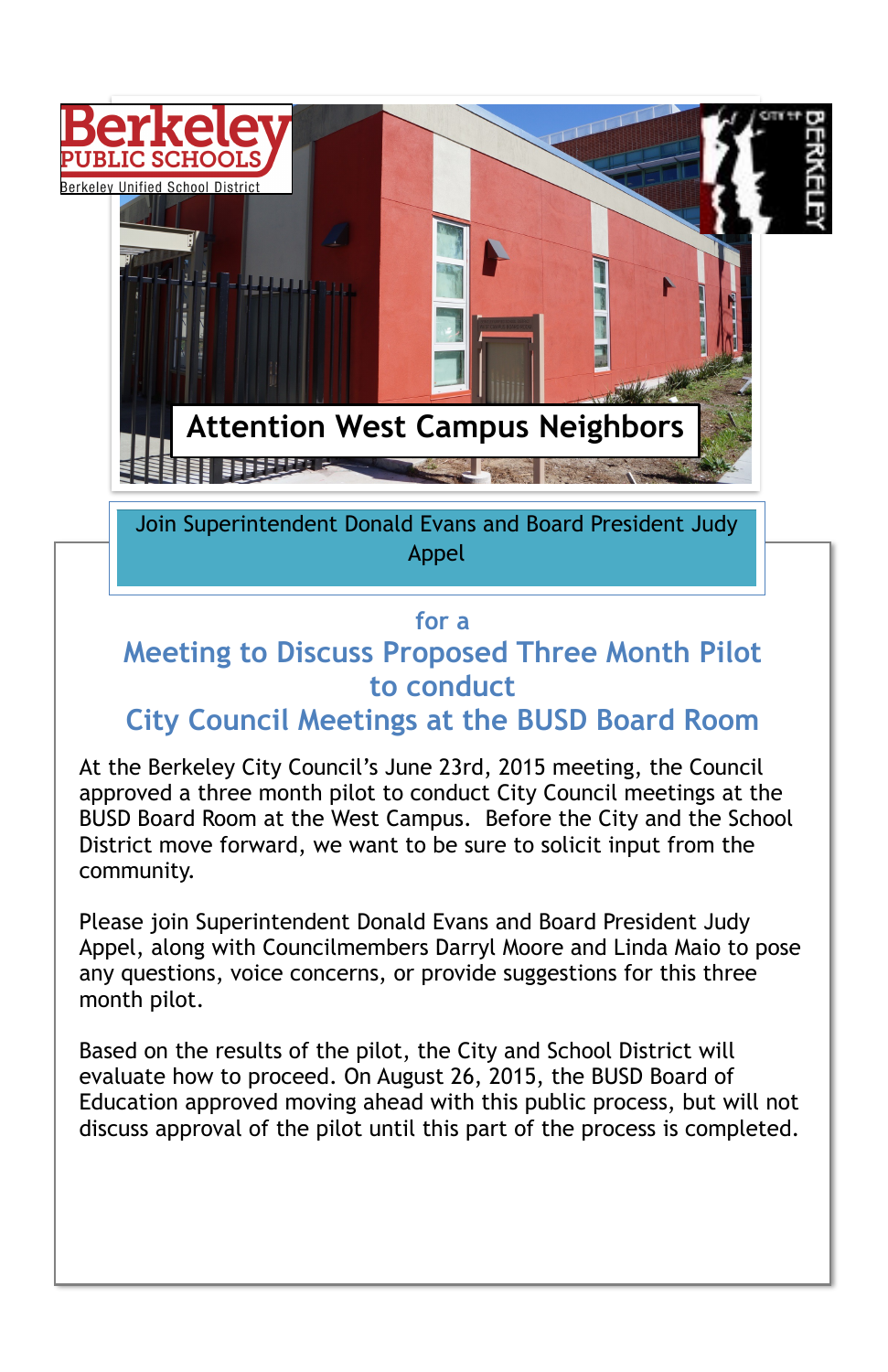Berkeley PUBLIC SCHOOLS
Berkeley Unified School District

CITY OF BERKELEY

# Attention West Campus Neighbors

Join Superintendent Donald Evans and Board President Judy Appel

for a

## Meeting to Discuss Proposed Three Month Pilot to conduct City Council Meetings at the BUSD Board Room

At the Berkeley City Council's June 23rd, 2015 meeting, the Council approved a three month pilot to conduct City Council meetings at the BUSD Board Room at the West Campus. Before the City and the School District move forward, we want to be sure to solicit input from the community.

Please join Superintendent Donald Evans and Board President Judy Appel, along with Councilmembers Darryl Moore and Linda Maio to pose any questions, voice concerns, or provide suggestions for this three month pilot.

Based on the results of the pilot, the City and School District will evaluate how to proceed. On August 26, 2015, the BUSD Board of Education approved moving ahead with this public process, but will not discuss approval of the pilot until this part of the process is completed.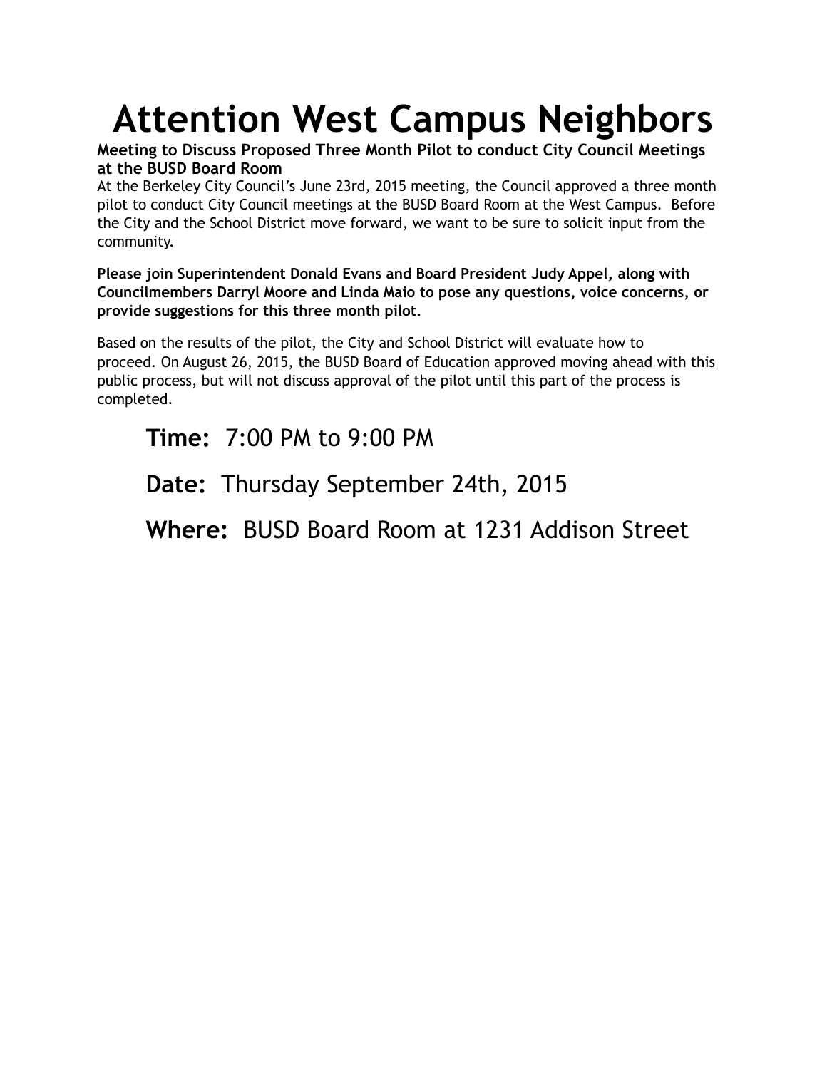# Attention West Campus Neighbors

**Meeting to Discuss Proposed Three Month Pilot to conduct City Council Meetings at the BUSD Board Room**

At the Berkeley City Council's June 23rd, 2015 meeting, the Council approved a three month pilot to conduct City Council meetings at the BUSD Board Room at the West Campus. Before the City and the School District move forward, we want to be sure to solicit input from the community.

**Please join Superintendent Donald Evans and Board President Judy Appel, along with Councilmembers Darryl Moore and Linda Maio to pose any questions, voice concerns, or provide suggestions for this three month pilot.**

Based on the results of the pilot, the City and School District will evaluate how to proceed. On August 26, 2015, the BUSD Board of Education approved moving ahead with this public process, but will not discuss approval of the pilot until this part of the process is completed.

**Time:** 7:00 PM to 9:00 PM

**Date:** Thursday September 24th, 2015

**Where:** BUSD Board Room at 1231 Addison Street